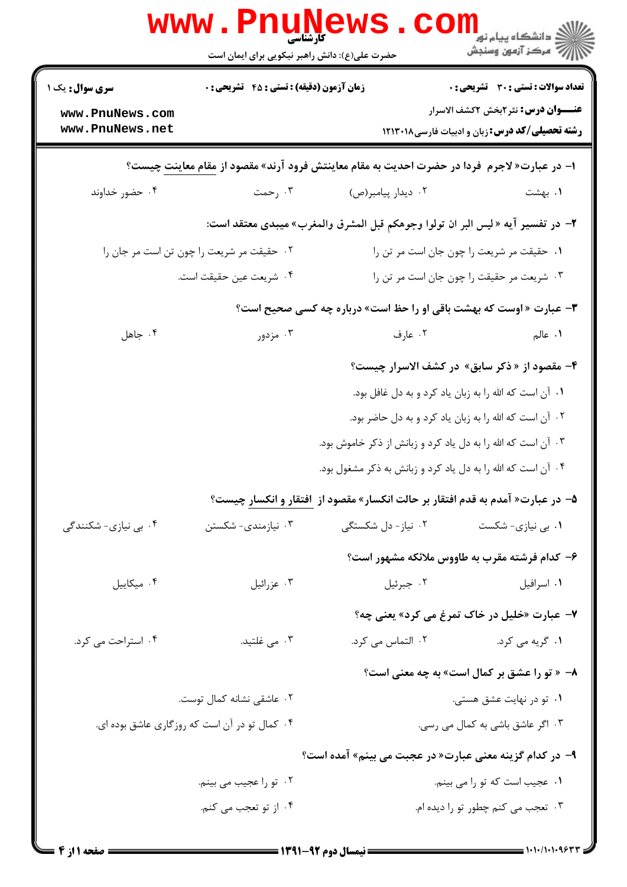کارشناسی

حضرت علی(ع): دانش راهبر نیکویی برای ایمان است

دانشگاه پیام نور
مرکز آزمون وسنجش

**سری سوال:** یک ۱

**زمان آزمون (دقیقه) : تستی : ۴۵ تشریحی : ۰**

**تعداد سوالات : تستی : ۳۰ تشریحی : ۰**

**عنـــوان درس:** نثر۲بخش ۲کشف الاسرار

**رشته تحصیلی/کد درس:** زبان و ادبیات فارسی۱۲۱۳۰۱۸

**۱- در عبارت« لاجرم فردا در حضرت احدیت به مقام معاینتش فرود آرند» مقصود از مقام معاینت چیست؟**

۱. بهشت
۲. دیدار پیامبر(ص)
۳. رحمت
۴. حضور خداوند

**۲- در تفسیر آیه « لیس البر ان تولوا وجوهکم قبل المشرق والمغرب» میبدی معتقد است:**

۱. حقیقت مر شریعت را چون جان است مر تن را
۲. حقیقت مر شریعت را چون تن است مر جان را
۳. شریعت مر حقیقت را چون جان است مر تن را
۴. شریعت عین حقیقت است.

**۳- عبارت « اوست که بهشت باقی او را حظ است» درباره چه کسی صحیح است؟**

۱. عالم
۲. عارف
۳. مزدور
۴. جاهل

**۴- مقصود از « ذکر سابق» در کشف الاسرار چیست؟**

۱. آن است که الله را به زبان یاد کرد و به دل غافل بود.
۲. آن است که الله را به زبان یاد کرد و به دل حاضر بود.
۳. آن است که الله را به دل یاد کرد و زبانش از ذکر خاموش بود.
۴. آن است که الله را به دل یاد کرد و زبانش به ذکر مشغول بود.

**۵- در عبارت« آمدم به قدم افتقار بر حالت انکسار» مقصود از افتقار و انکسار چیست؟**

۱. بی نیازی- شکست
۲. نیاز- دل شکستگی
۳. نیازمندی- شکستن
۴. بی نیازی- شکنندگی

**۶- کدام فرشته مقرب به طاووس ملائکه مشهور است؟**

۱. اسرافیل
۲. جبرئیل
۳. عزرائیل
۴. میکاییل

**۷- عبارت «خلیل در خاک تمرغ می کرد» یعنی چه؟**

۱. گریه می کرد.
۲. التماس می کرد.
۳. می غلتید.
۴. استراحت می کرد.

**۸- « تو را عشق بر کمال است» به چه معنی است؟**

۱. تو در نهایت عشق هستی.
۲. عاشقی نشانه کمال توست.
۳. اگر عاشق باشی به کمال می رسی.
۴. کمال تو در آن است که روزگاری عاشق بوده ای.

**۹- در کدام گزینه معنی عبارت« در عجبت می بینم» آمده است؟**

۱. عجیب است که تو را می بینم.
۲. تو را عجیب می بینم.
۳. تعجب می کنم چطور تو را دیده ام.
۴. از تو تعجب می کنم.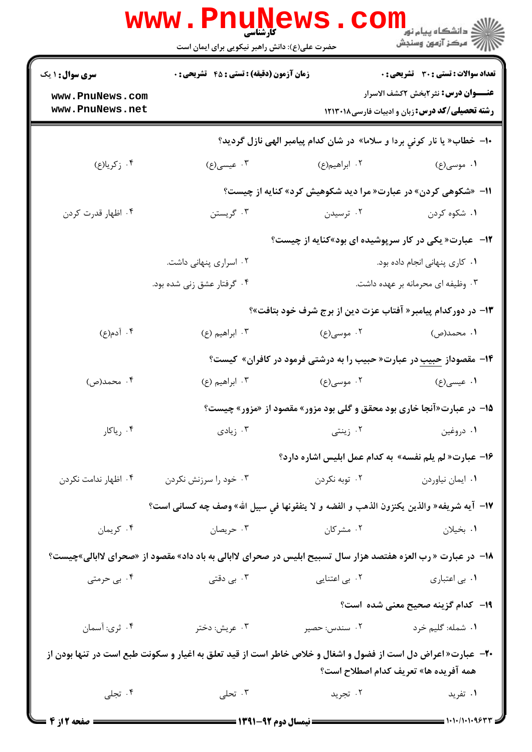**سری سوال:** ۱ یک

**زمان آزمون (دقیقه) : تستی : ۴۵ تشریحی : ۰**

**تعداد سوالات : تستی : ۳۰ تشریحی : ۰**

**عنـــوان درس:** نثر۲بخش ۲کشف الاسرار

**رشته تحصیلی/کد درس:** زبان و ادبیات فارسی ۱۲۱۳۰۱۸

**۱۰- خطاب« یا نار کوني بردا و سلاما» در شان کدام پیامبر الهی نازل گردید؟**

۱. موسی(ع)
۲. ابراهیم(ع)
۳. عیسی(ع)
۴. زکریا(ع)

**۱۱- «شکوهی کردن» در عبارت« مرا دید شکوهیش کرد» کنایه از چیست؟**

۱. شکوه کردن
۲. ترسیدن
۳. گریستن
۴. اظهار قدرت کردن

**۱۲- عبارت« یکی در کار سرپوشیده ای بود»کنایه از چیست؟**

۱. کاری پنهانی انجام داده بود.
۲. اسراری پنهانی داشت.
۳. وظیفه ای محرمانه بر عهده داشت.
۴. گرفتار عشق زنی شده بود.

**۱۳- در دورکدام پیامبر« آفتاب عزت دین از برج شرف خود بتافت»؟**

۱. محمد(ص)
۲. موسی(ع)
۳. ابراهیم (ع)
۴. آدم(ع)

**۱۴- مقصوداز حبیب در عبارت« حبیب را به درشتی فرمود در کافران» کیست؟**

۱. عیسی(ع)
۲. موسی(ع)
۳. ابراهیم (ع)
۴. محمد(ص)

**۱۵- در عبارت«آنجا خاری بود محقق و گلی بود مزور» مقصود از «مزور» چیست؟**

۱. دروغین
۲. زینتی
۳. زیادی
۴. ریاکار

**۱۶- عبارت« لم یلم نفسه» به کدام عمل ابلیس اشاره دارد؟**

۱. ایمان نیاوردن
۲. توبه نکردن
۳. خود را سرزنش نکردن
۴. اظهار ندامت نکردن

**۱۷- آیه شریفه« والذین یکنزون الذهب و الفضه و لا ینفقونها في سبیل الله» وصف چه کسانی است؟**

۱. بخیلان
۲. مشرکان
۳. حریصان
۴. کریمان

**۱۸- در عبارت « رب العزه هفتصد هزار سال تسبیح ابلیس در صحرای لاابالی به باد داد» مقصود از «صحرای لاابالی»چیست؟**

۱. بی اعتباری
۲. بی اعتنایی
۳. بی دقتی
۴. بی حرمتی

**۱۹- کدام گزینه صحیح معنی شده است؟**

۱. شمله: گلیم خرد
۲. سندس: حصیر
۳. عریش: دختر
۴. ثری: آسمان

**۲۰- عبارت« اعراض دل است از فضول و اشغال و خلاص خاطر است از قید تعلق به اغیار و سکونت طبع است در تنها بودن از همه آفریده ها» تعریف کدام اصطلاح است؟**

۱. تفرید
۲. تجرید
۳. تحلی
۴. تجلی

نیمسال دوم ۹۲-۱۳۹۱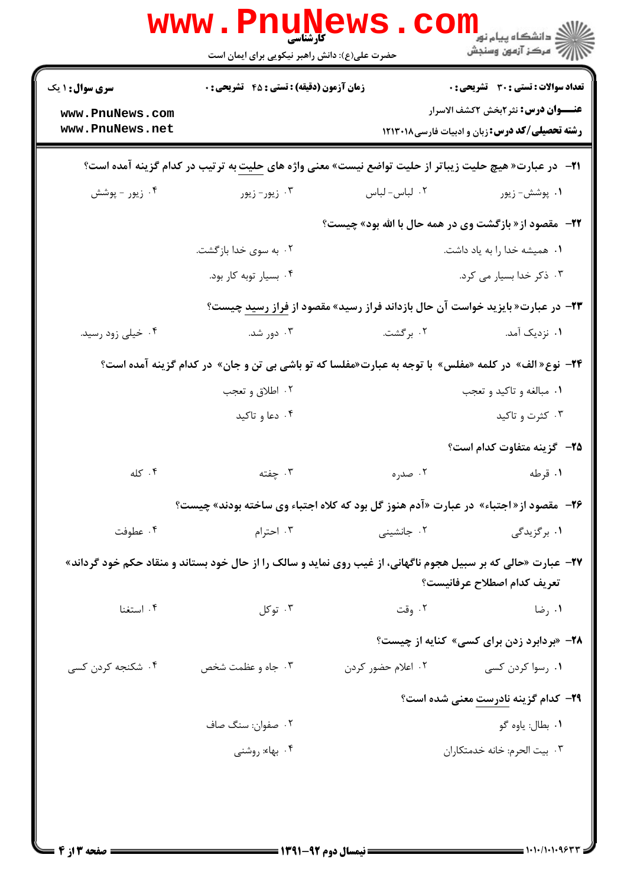**سری سوال:** ۱ یک

**زمان آزمون (دقیقه) : تستی : ۴۵ تشریحی : ۰**

**تعداد سوالات : تستی : ۳۰ تشریحی : ۰**

**عنـــوان درس:** نثر۲بخش ۲کشف الاسرار

**رشته تحصیلی/کد درس:** زبان و ادبیات فارسی۱۲۱۳۰۱۸

۲۱- در عبارت« هیچ حلیت زیباتر از حلیت تواضع نیست» معنی واژه های حلیت به ترتیب در کدام گزینه آمده است؟

۱. پوشش- زیور
۲. لباس- لباس
۳. زیور- زیور
۴. زیور - پوشش

۲۲- مقصود از« بازگشت وی در همه حال با الله بود» چیست؟

۱. همیشه خدا را به یاد داشت.
۲. به سوی خدا بازگشت.
۳. ذکر خدا بسیار می کرد.
۴. بسیار توبه کار بود.

۲۳- در عبارت« بایزید خواست آن حال بازداند فراز رسید» مقصود از فراز رسید چیست؟

۱. نزدیک آمد.
۲. برگشت.
۳. دور شد.
۴. خیلی زود رسید.

۲۴- نوع« الف» در کلمه «مفلس» با توجه به عبارت«مفلسا که تو باشی بی تن و جان» در کدام گزینه آمده است؟

۱. مبالغه و تاکید و تعجب
۲. اطلاق و تعجب
۳. کثرت و تاکید
۴. دعا و تاکید

۲۵- گزینه متفاوت کدام است؟

۱. قرطه
۲. صدره
۳. چفته
۴. کله

۲۶- مقصود از« اجتباء» در عبارت «آدم هنوز گل بود که کلاه اجتباء وی ساخته بودند» چیست؟

۱. برگزیدگی
۲. جانشینی
۳. احترام
۴. عطوفت

۲۷- عبارت «حالی که بر سبیل هجوم ناگهانی، از غیب روی نماید و سالک را از حال خود بستاند و منقاد حکم خود گرداند» تعریف کدام اصطلاح عرفانیست؟

۱. رضا
۲. وقت
۳. توکل
۴. استغنا

۲۸- «بردابرد زدن برای کسی» کنایه از چیست؟

۱. رسوا کردن کسی
۲. اعلام حضور کردن
۳. جاه و عظمت شخص
۴. شکنجه کردن کسی

۲۹- کدام گزینه نادرست معنی شده است؟

۱. بطال: یاوه گو
۲. صفوان: سنگ صاف
۳. بیت الحرم: خانه خدمتکاران
۴. بهاء: روشنی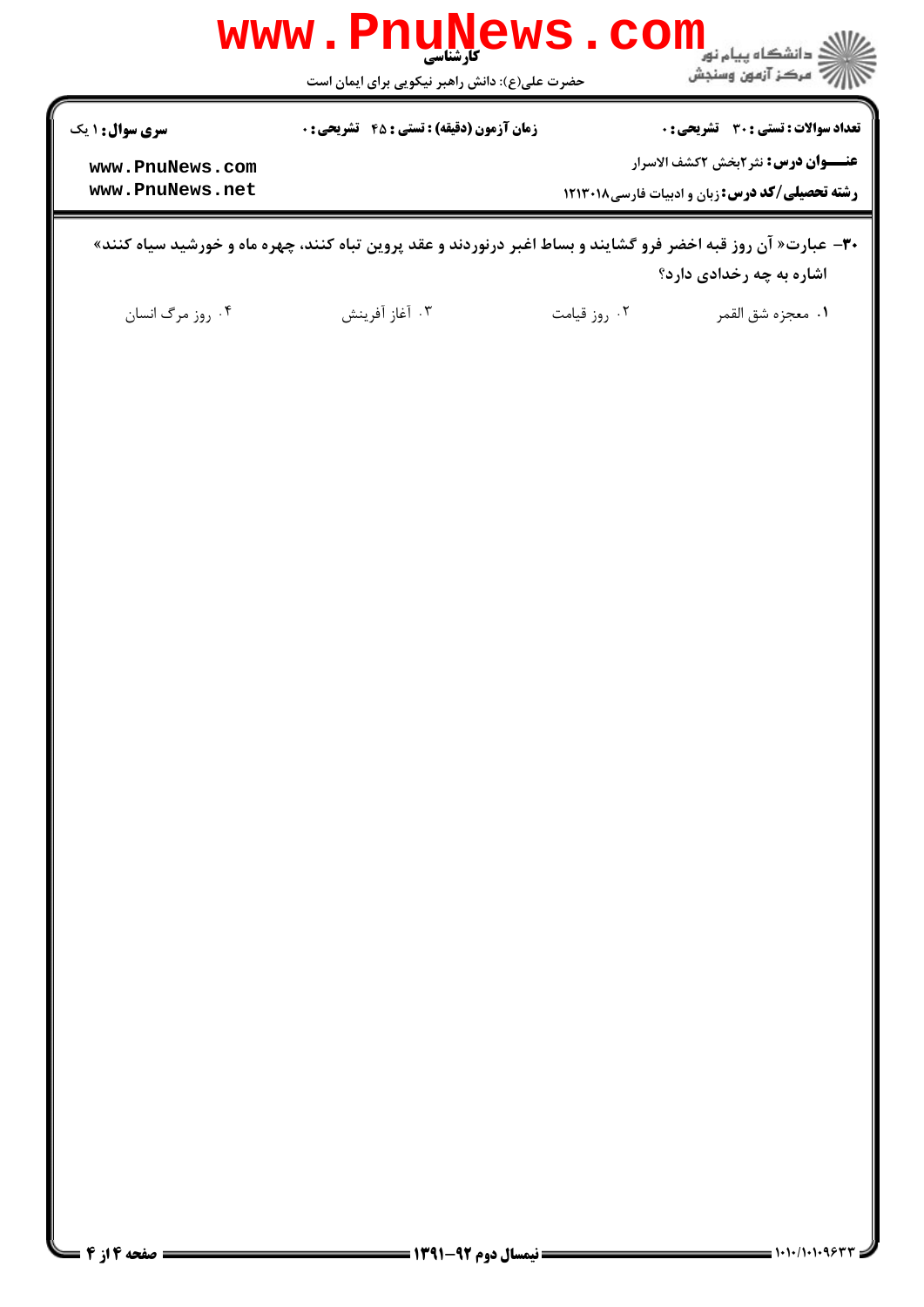**۳۰- عبارت« آن روز قبه اخضر فرو گشایند و بساط اغبر درنوردند و عقد پروین تباه کنند، چهره ماه و خورشید سیاه کنند» اشاره به چه رخدادی دارد؟**

۱. معجزه شق القمر

۲. روز قیامت

۳. آغاز آفرینش

۴. روز مرگ انسان